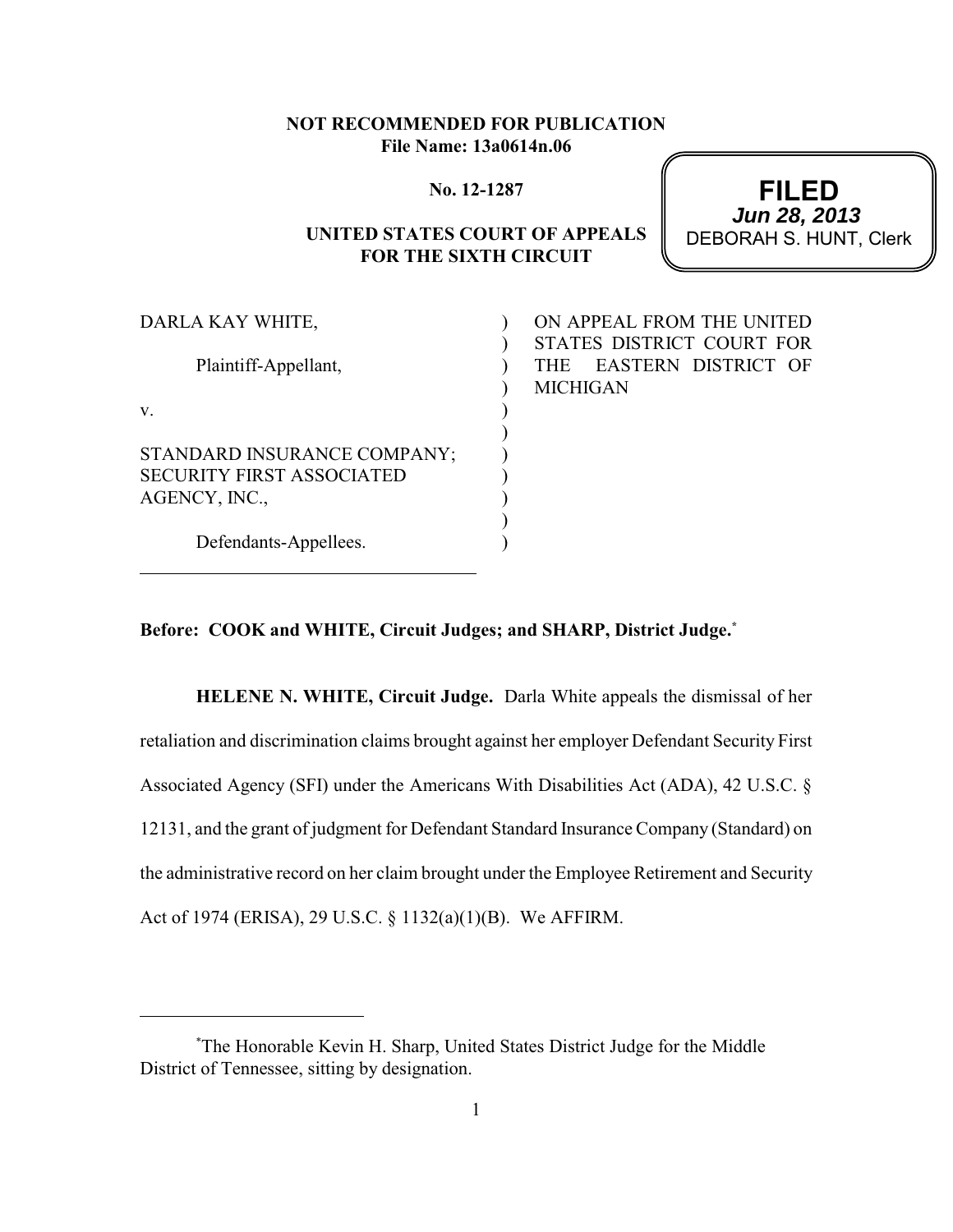**NOT RECOMMENDED FOR PUBLICATION**
**File Name: 13a0614n.06**

**No. 12-1287**

**FILED**
***Jun 28, 2013***
DEBORAH S. HUNT, Clerk

**UNITED STATES COURT OF APPEALS FOR THE SIXTH CIRCUIT**

DARLA KAY WHITE,

Plaintiff-Appellant,

v.

STANDARD INSURANCE COMPANY; SECURITY FIRST ASSOCIATED AGENCY, INC.,

Defendants-Appellees.

ON APPEAL FROM THE UNITED STATES DISTRICT COURT FOR THE EASTERN DISTRICT OF MICHIGAN

**Before: COOK and WHITE, Circuit Judges; and SHARP, District Judge.***

**HELENE N. WHITE, Circuit Judge.** Darla White appeals the dismissal of her retaliation and discrimination claims brought against her employer Defendant Security First Associated Agency (SFI) under the Americans With Disabilities Act (ADA), 42 U.S.C. § 12131, and the grant of judgment for Defendant Standard Insurance Company (Standard) on the administrative record on her claim brought under the Employee Retirement and Security Act of 1974 (ERISA), 29 U.S.C. § 1132(a)(1)(B). We AFFIRM.

*The Honorable Kevin H. Sharp, United States District Judge for the Middle District of Tennessee, sitting by designation.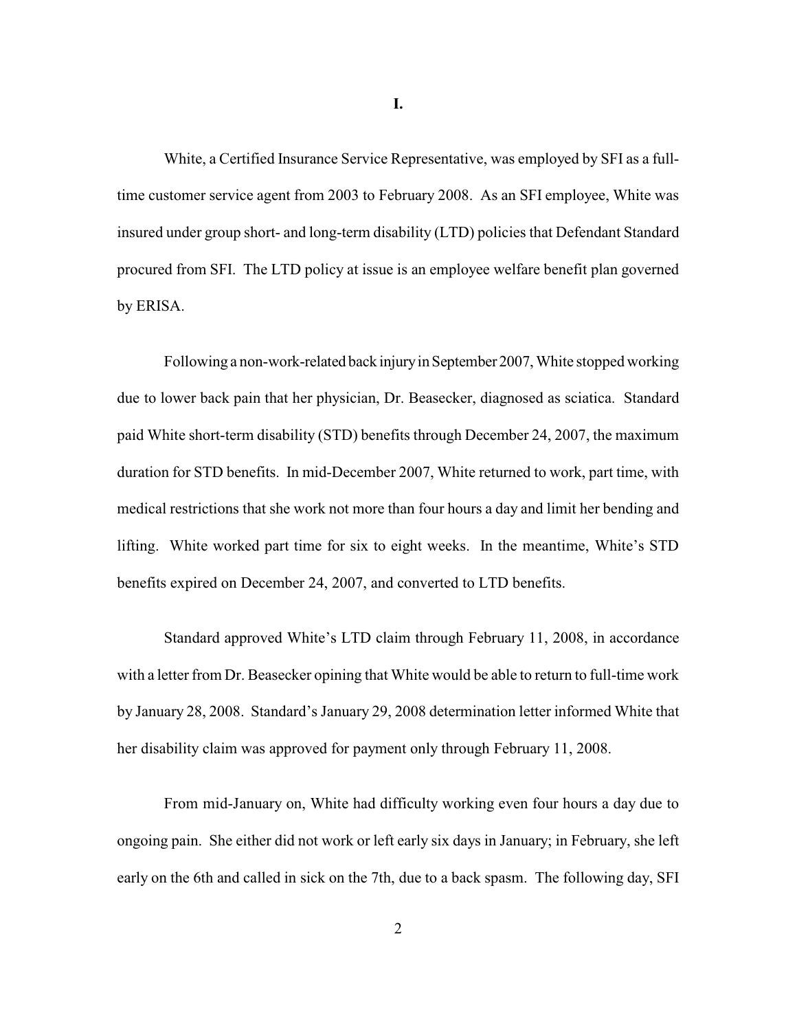# I.

White, a Certified Insurance Service Representative, was employed by SFI as a full-time customer service agent from 2003 to February 2008. As an SFI employee, White was insured under group short- and long-term disability (LTD) policies that Defendant Standard procured from SFI. The LTD policy at issue is an employee welfare benefit plan governed by ERISA.

Following a non-work-related back injury in September 2007, White stopped working due to lower back pain that her physician, Dr. Beasecker, diagnosed as sciatica. Standard paid White short-term disability (STD) benefits through December 24, 2007, the maximum duration for STD benefits. In mid-December 2007, White returned to work, part time, with medical restrictions that she work not more than four hours a day and limit her bending and lifting. White worked part time for six to eight weeks. In the meantime, White's STD benefits expired on December 24, 2007, and converted to LTD benefits.

Standard approved White's LTD claim through February 11, 2008, in accordance with a letter from Dr. Beasecker opining that White would be able to return to full-time work by January 28, 2008. Standard's January 29, 2008 determination letter informed White that her disability claim was approved for payment only through February 11, 2008.

From mid-January on, White had difficulty working even four hours a day due to ongoing pain. She either did not work or left early six days in January; in February, she left early on the 6th and called in sick on the 7th, due to a back spasm. The following day, SFI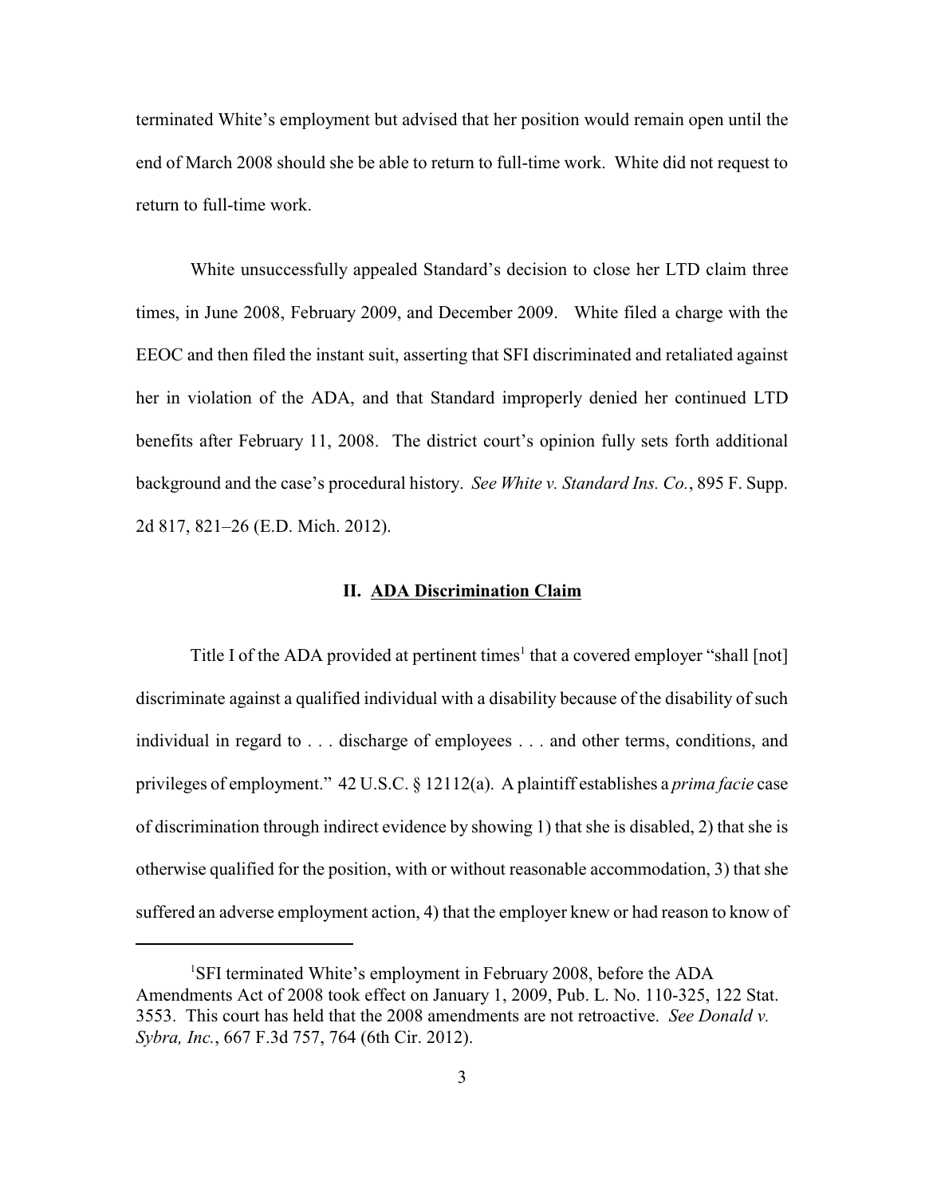terminated White's employment but advised that her position would remain open until the end of March 2008 should she be able to return to full-time work. White did not request to return to full-time work.

White unsuccessfully appealed Standard's decision to close her LTD claim three times, in June 2008, February 2009, and December 2009. White filed a charge with the EEOC and then filed the instant suit, asserting that SFI discriminated and retaliated against her in violation of the ADA, and that Standard improperly denied her continued LTD benefits after February 11, 2008. The district court's opinion fully sets forth additional background and the case's procedural history. *See White v. Standard Ins. Co.*, 895 F. Supp. 2d 817, 821–26 (E.D. Mich. 2012).

## II. ADA Discrimination Claim

Title I of the ADA provided at pertinent times[1] that a covered employer "shall [not] discriminate against a qualified individual with a disability because of the disability of such individual in regard to . . . discharge of employees . . . and other terms, conditions, and privileges of employment." 42 U.S.C. § 12112(a). A plaintiff establishes a *prima facie* case of discrimination through indirect evidence by showing 1) that she is disabled, 2) that she is otherwise qualified for the position, with or without reasonable accommodation, 3) that she suffered an adverse employment action, 4) that the employer knew or had reason to know of

[1] SFI terminated White's employment in February 2008, before the ADA Amendments Act of 2008 took effect on January 1, 2009, Pub. L. No. 110-325, 122 Stat. 3553. This court has held that the 2008 amendments are not retroactive. *See Donald v. Sybra, Inc.*, 667 F.3d 757, 764 (6th Cir. 2012).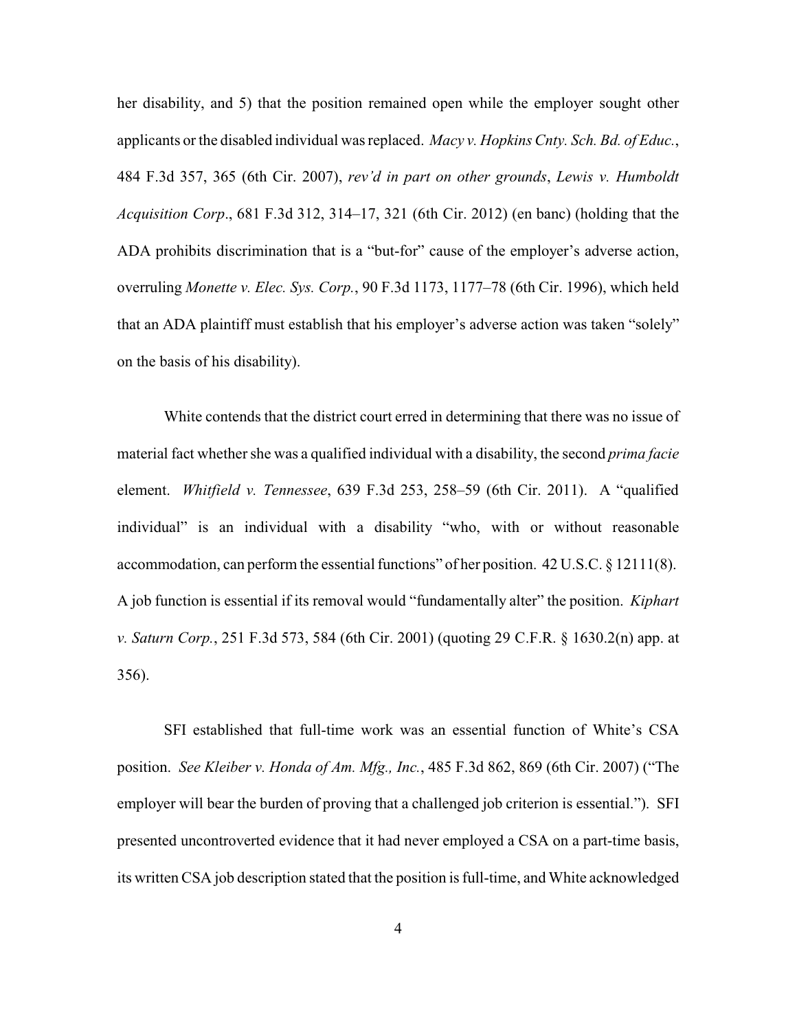her disability, and 5) that the position remained open while the employer sought other applicants or the disabled individual was replaced. *Macy v. Hopkins Cnty. Sch. Bd. of Educ.*, 484 F.3d 357, 365 (6th Cir. 2007), *rev'd in part on other grounds*, *Lewis v. Humboldt Acquisition Corp*., 681 F.3d 312, 314–17, 321 (6th Cir. 2012) (en banc) (holding that the ADA prohibits discrimination that is a "but-for" cause of the employer's adverse action, overruling *Monette v. Elec. Sys. Corp.*, 90 F.3d 1173, 1177–78 (6th Cir. 1996), which held that an ADA plaintiff must establish that his employer's adverse action was taken "solely" on the basis of his disability).

White contends that the district court erred in determining that there was no issue of material fact whether she was a qualified individual with a disability, the second *prima facie* element. *Whitfield v. Tennessee*, 639 F.3d 253, 258–59 (6th Cir. 2011). A "qualified individual" is an individual with a disability "who, with or without reasonable accommodation, can perform the essential functions" of her position. 42 U.S.C. § 12111(8). A job function is essential if its removal would "fundamentally alter" the position. *Kiphart v. Saturn Corp.*, 251 F.3d 573, 584 (6th Cir. 2001) (quoting 29 C.F.R. § 1630.2(n) app. at 356).

SFI established that full-time work was an essential function of White's CSA position. *See Kleiber v. Honda of Am. Mfg., Inc.*, 485 F.3d 862, 869 (6th Cir. 2007) ("The employer will bear the burden of proving that a challenged job criterion is essential."). SFI presented uncontroverted evidence that it had never employed a CSA on a part-time basis, its written CSA job description stated that the position is full-time, and White acknowledged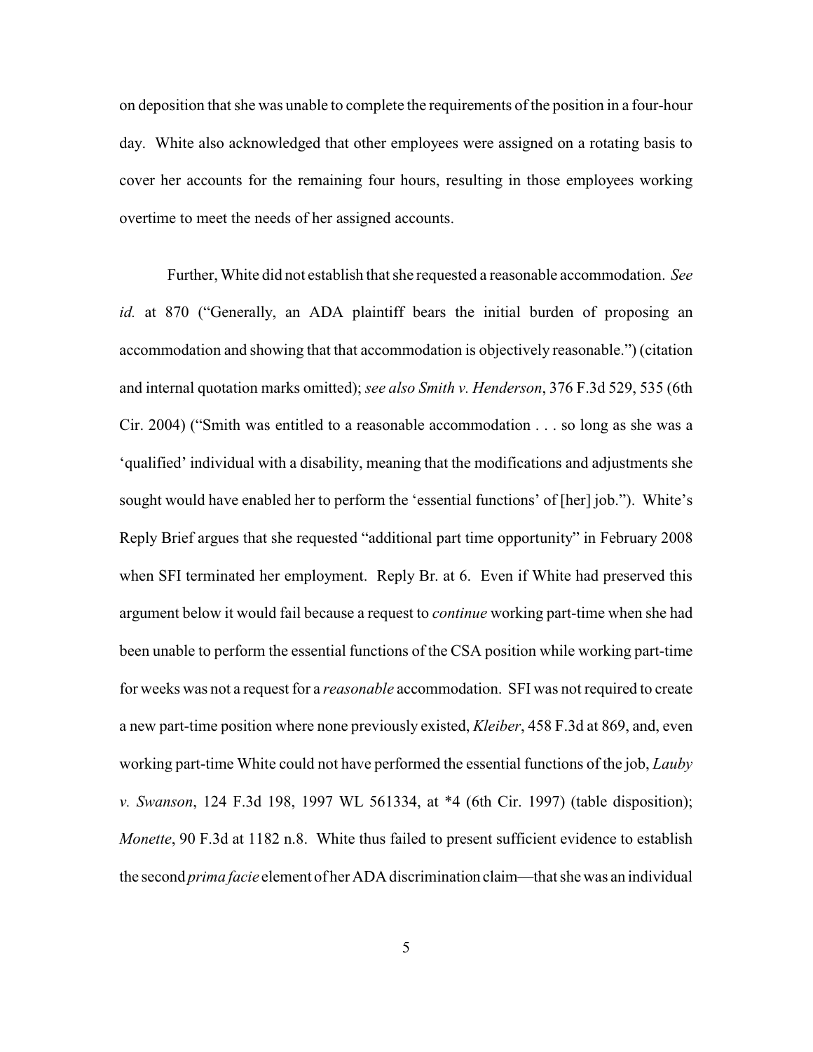on deposition that she was unable to complete the requirements of the position in a four-hour day. White also acknowledged that other employees were assigned on a rotating basis to cover her accounts for the remaining four hours, resulting in those employees working overtime to meet the needs of her assigned accounts.

Further, White did not establish that she requested a reasonable accommodation. *See id.* at 870 ("Generally, an ADA plaintiff bears the initial burden of proposing an accommodation and showing that that accommodation is objectively reasonable.") (citation and internal quotation marks omitted); *see also Smith v. Henderson*, 376 F.3d 529, 535 (6th Cir. 2004) ("Smith was entitled to a reasonable accommodation . . . so long as she was a 'qualified' individual with a disability, meaning that the modifications and adjustments she sought would have enabled her to perform the 'essential functions' of [her] job."). White's Reply Brief argues that she requested "additional part time opportunity" in February 2008 when SFI terminated her employment. Reply Br. at 6. Even if White had preserved this argument below it would fail because a request to *continue* working part-time when she had been unable to perform the essential functions of the CSA position while working part-time for weeks was not a request for a *reasonable* accommodation. SFI was not required to create a new part-time position where none previously existed, *Kleiber*, 458 F.3d at 869, and, even working part-time White could not have performed the essential functions of the job, *Lauby v. Swanson*, 124 F.3d 198, 1997 WL 561334, at *4 (6th Cir. 1997) (table disposition); *Monette*, 90 F.3d at 1182 n.8. White thus failed to present sufficient evidence to establish the second *prima facie* element of her ADA discrimination claim—that she was an individual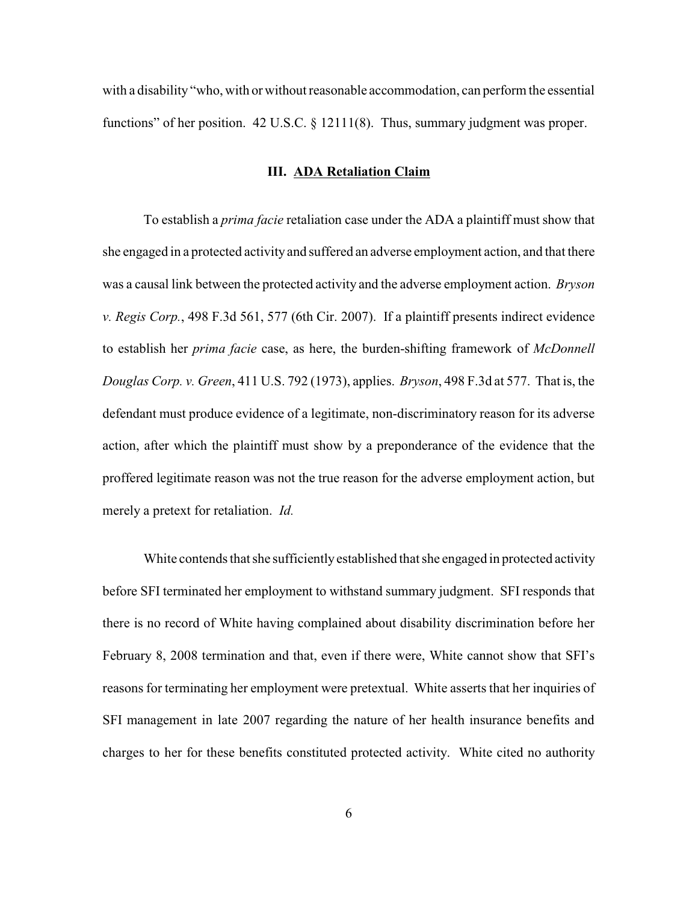with a disability "who, with or without reasonable accommodation, can perform the essential functions" of her position. 42 U.S.C. § 12111(8). Thus, summary judgment was proper.

### III. <u>ADA Retaliation Claim</u>

To establish a *prima facie* retaliation case under the ADA a plaintiff must show that she engaged in a protected activity and suffered an adverse employment action, and that there was a causal link between the protected activity and the adverse employment action. *Bryson v. Regis Corp.*, 498 F.3d 561, 577 (6th Cir. 2007). If a plaintiff presents indirect evidence to establish her *prima facie* case, as here, the burden-shifting framework of *McDonnell Douglas Corp. v. Green*, 411 U.S. 792 (1973), applies. *Bryson*, 498 F.3d at 577. That is, the defendant must produce evidence of a legitimate, non-discriminatory reason for its adverse action, after which the plaintiff must show by a preponderance of the evidence that the proffered legitimate reason was not the true reason for the adverse employment action, but merely a pretext for retaliation. *Id.*

White contends that she sufficiently established that she engaged in protected activity before SFI terminated her employment to withstand summary judgment. SFI responds that there is no record of White having complained about disability discrimination before her February 8, 2008 termination and that, even if there were, White cannot show that SFI's reasons for terminating her employment were pretextual. White asserts that her inquiries of SFI management in late 2007 regarding the nature of her health insurance benefits and charges to her for these benefits constituted protected activity. White cited no authority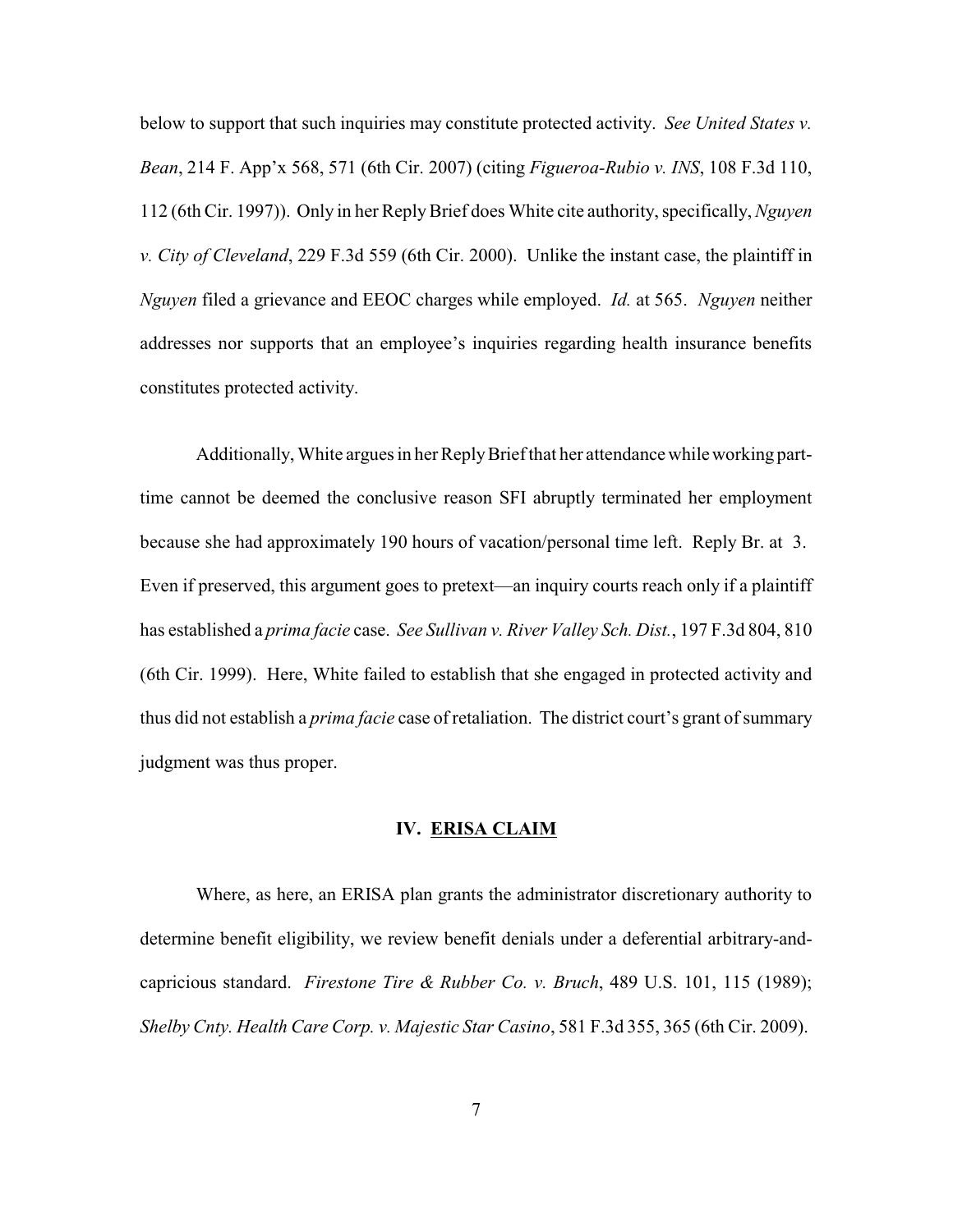below to support that such inquiries may constitute protected activity. *See United States v. Bean*, 214 F. App'x 568, 571 (6th Cir. 2007) (citing *Figueroa-Rubio v. INS*, 108 F.3d 110, 112 (6th Cir. 1997)). Only in her Reply Brief does White cite authority, specifically, *Nguyen v. City of Cleveland*, 229 F.3d 559 (6th Cir. 2000). Unlike the instant case, the plaintiff in *Nguyen* filed a grievance and EEOC charges while employed. *Id.* at 565. *Nguyen* neither addresses nor supports that an employee's inquiries regarding health insurance benefits constitutes protected activity.

Additionally, White argues in her Reply Brief that her attendance while working part-time cannot be deemed the conclusive reason SFI abruptly terminated her employment because she had approximately 190 hours of vacation/personal time left. Reply Br. at 3. Even if preserved, this argument goes to pretext—an inquiry courts reach only if a plaintiff has established a *prima facie* case. *See Sullivan v. River Valley Sch. Dist.*, 197 F.3d 804, 810 (6th Cir. 1999). Here, White failed to establish that she engaged in protected activity and thus did not establish a *prima facie* case of retaliation. The district court's grant of summary judgment was thus proper.

## IV. <u>ERISA CLAIM</u>

Where, as here, an ERISA plan grants the administrator discretionary authority to determine benefit eligibility, we review benefit denials under a deferential arbitrary-and-capricious standard. *Firestone Tire & Rubber Co. v. Bruch*, 489 U.S. 101, 115 (1989); *Shelby Cnty. Health Care Corp. v. Majestic Star Casino*, 581 F.3d 355, 365 (6th Cir. 2009).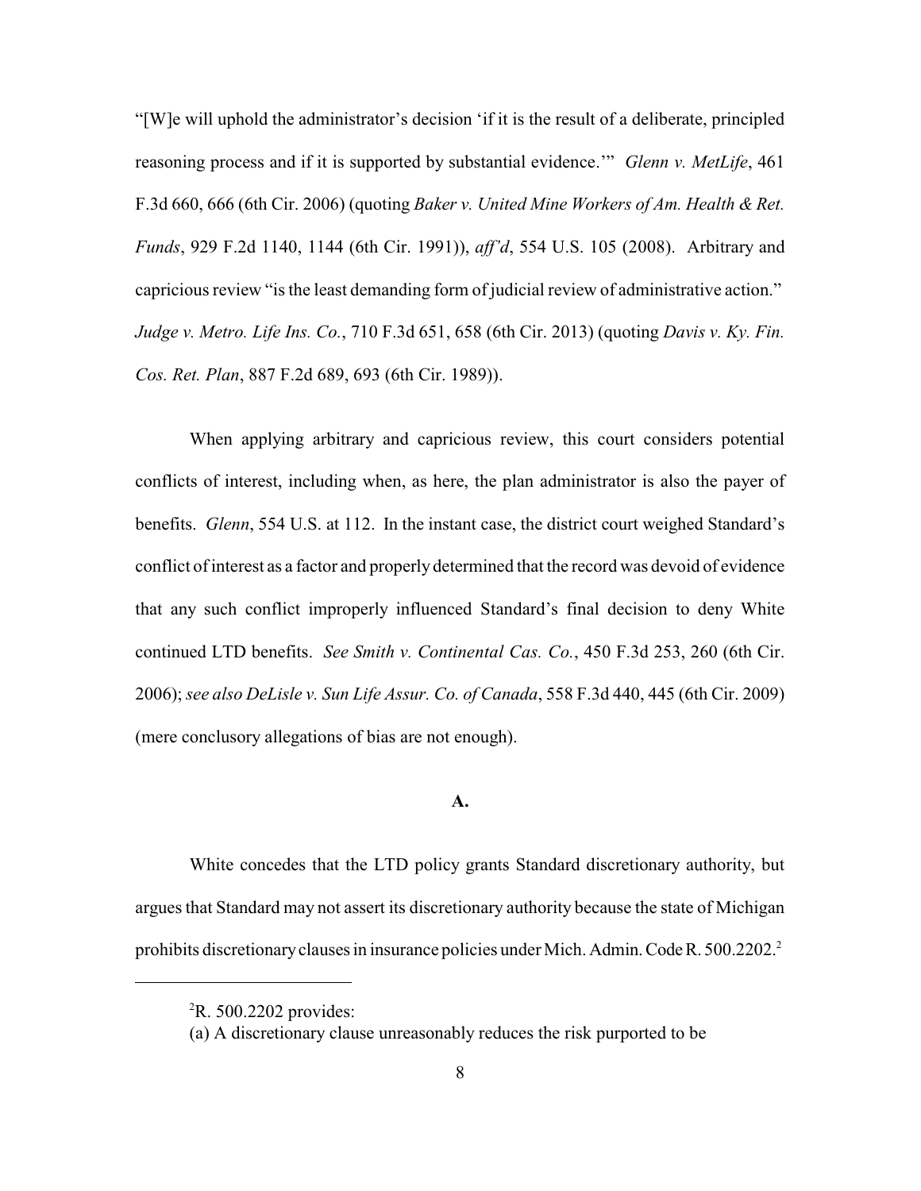"[W]e will uphold the administrator's decision 'if it is the result of a deliberate, principled reasoning process and if it is supported by substantial evidence.'" *Glenn v. MetLife*, 461 F.3d 660, 666 (6th Cir. 2006) (quoting *Baker v. United Mine Workers of Am. Health & Ret. Funds*, 929 F.2d 1140, 1144 (6th Cir. 1991)), *aff'd*, 554 U.S. 105 (2008). Arbitrary and capricious review "is the least demanding form of judicial review of administrative action." *Judge v. Metro. Life Ins. Co.*, 710 F.3d 651, 658 (6th Cir. 2013) (quoting *Davis v. Ky. Fin. Cos. Ret. Plan*, 887 F.2d 689, 693 (6th Cir. 1989)).

When applying arbitrary and capricious review, this court considers potential conflicts of interest, including when, as here, the plan administrator is also the payer of benefits. *Glenn*, 554 U.S. at 112. In the instant case, the district court weighed Standard's conflict of interest as a factor and properly determined that the record was devoid of evidence that any such conflict improperly influenced Standard's final decision to deny White continued LTD benefits. *See Smith v. Continental Cas. Co.*, 450 F.3d 253, 260 (6th Cir. 2006); *see also DeLisle v. Sun Life Assur. Co. of Canada*, 558 F.3d 440, 445 (6th Cir. 2009) (mere conclusory allegations of bias are not enough).

**A.**

White concedes that the LTD policy grants Standard discretionary authority, but argues that Standard may not assert its discretionary authority because the state of Michigan prohibits discretionary clauses in insurance policies under Mich. Admin. Code R. 500.2202.[2]

---

[2]R. 500.2202 provides:

(a) A discretionary clause unreasonably reduces the risk purported to be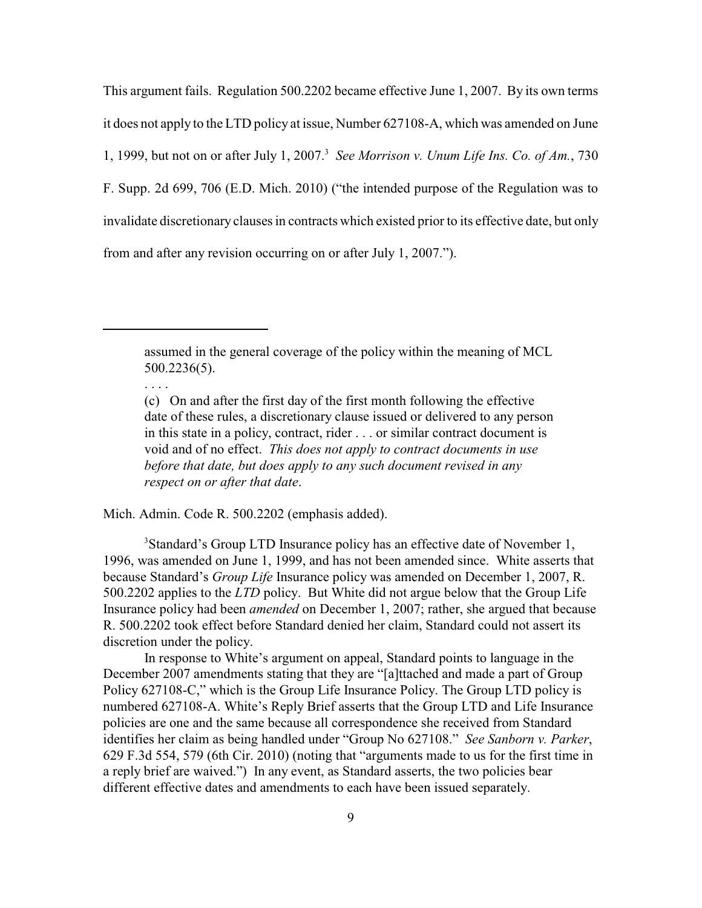This argument fails. Regulation 500.2202 became effective June 1, 2007. By its own terms it does not apply to the LTD policy at issue, Number 627108-A, which was amended on June 1, 1999, but not on or after July 1, 2007.[3] *See Morrison v. Unum Life Ins. Co. of Am.*, 730 F. Supp. 2d 699, 706 (E.D. Mich. 2010) ("the intended purpose of the Regulation was to invalidate discretionary clauses in contracts which existed prior to its effective date, but only from and after any revision occurring on or after July 1, 2007.").

---

> assumed in the general coverage of the policy within the meaning of MCL 500.2236(5).
>
> . . . .
>
> (c) On and after the first day of the first month following the effective date of these rules, a discretionary clause issued or delivered to any person in this state in a policy, contract, rider . . . or similar contract document is void and of no effect. *This does not apply to contract documents in use before that date, but does apply to any such document revised in any respect on or after that date*.

Mich. Admin. Code R. 500.2202 (emphasis added).

[3] Standard's Group LTD Insurance policy has an effective date of November 1, 1996, was amended on June 1, 1999, and has not been amended since. White asserts that because Standard's *Group Life* Insurance policy was amended on December 1, 2007, R. 500.2202 applies to the *LTD* policy. But White did not argue below that the Group Life Insurance policy had been *amended* on December 1, 2007; rather, she argued that because R. 500.2202 took effect before Standard denied her claim, Standard could not assert its discretion under the policy.

In response to White's argument on appeal, Standard points to language in the December 2007 amendments stating that they are "[a]ttached and made a part of Group Policy 627108-C," which is the Group Life Insurance Policy. The Group LTD policy is numbered 627108-A. White's Reply Brief asserts that the Group LTD and Life Insurance policies are one and the same because all correspondence she received from Standard identifies her claim as being handled under "Group No 627108." *See Sanborn v. Parker*, 629 F.3d 554, 579 (6th Cir. 2010) (noting that "arguments made to us for the first time in a reply brief are waived.") In any event, as Standard asserts, the two policies bear different effective dates and amendments to each have been issued separately.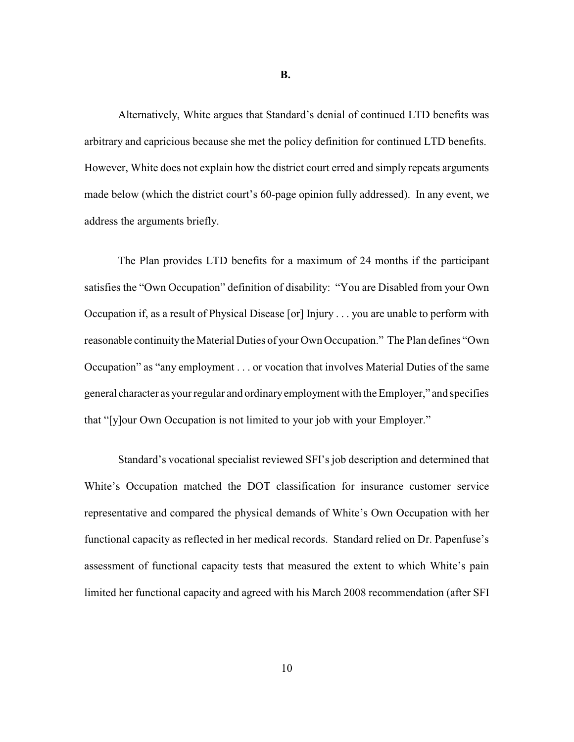**B.**

Alternatively, White argues that Standard's denial of continued LTD benefits was arbitrary and capricious because she met the policy definition for continued LTD benefits. However, White does not explain how the district court erred and simply repeats arguments made below (which the district court's 60-page opinion fully addressed). In any event, we address the arguments briefly.

The Plan provides LTD benefits for a maximum of 24 months if the participant satisfies the "Own Occupation" definition of disability: "You are Disabled from your Own Occupation if, as a result of Physical Disease [or] Injury . . . you are unable to perform with reasonable continuity the Material Duties of your Own Occupation." The Plan defines "Own Occupation" as "any employment . . . or vocation that involves Material Duties of the same general character as your regular and ordinary employment with the Employer," and specifies that "[y]our Own Occupation is not limited to your job with your Employer."

Standard's vocational specialist reviewed SFI's job description and determined that White's Occupation matched the DOT classification for insurance customer service representative and compared the physical demands of White's Own Occupation with her functional capacity as reflected in her medical records. Standard relied on Dr. Papenfuse's assessment of functional capacity tests that measured the extent to which White's pain limited her functional capacity and agreed with his March 2008 recommendation (after SFI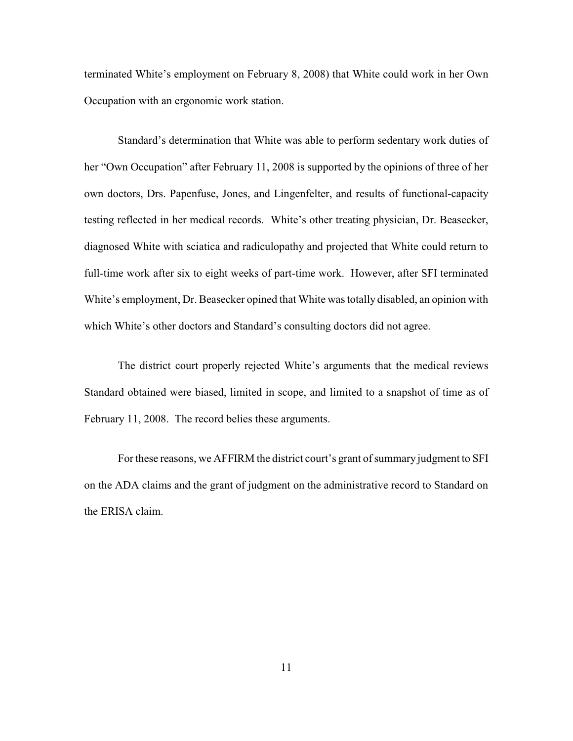terminated White's employment on February 8, 2008) that White could work in her Own Occupation with an ergonomic work station.

Standard's determination that White was able to perform sedentary work duties of her "Own Occupation" after February 11, 2008 is supported by the opinions of three of her own doctors, Drs. Papenfuse, Jones, and Lingenfelter, and results of functional-capacity testing reflected in her medical records. White's other treating physician, Dr. Beasecker, diagnosed White with sciatica and radiculopathy and projected that White could return to full-time work after six to eight weeks of part-time work. However, after SFI terminated White's employment, Dr. Beasecker opined that White was totally disabled, an opinion with which White's other doctors and Standard's consulting doctors did not agree.

The district court properly rejected White's arguments that the medical reviews Standard obtained were biased, limited in scope, and limited to a snapshot of time as of February 11, 2008. The record belies these arguments.

For these reasons, we AFFIRM the district court's grant of summary judgment to SFI on the ADA claims and the grant of judgment on the administrative record to Standard on the ERISA claim.